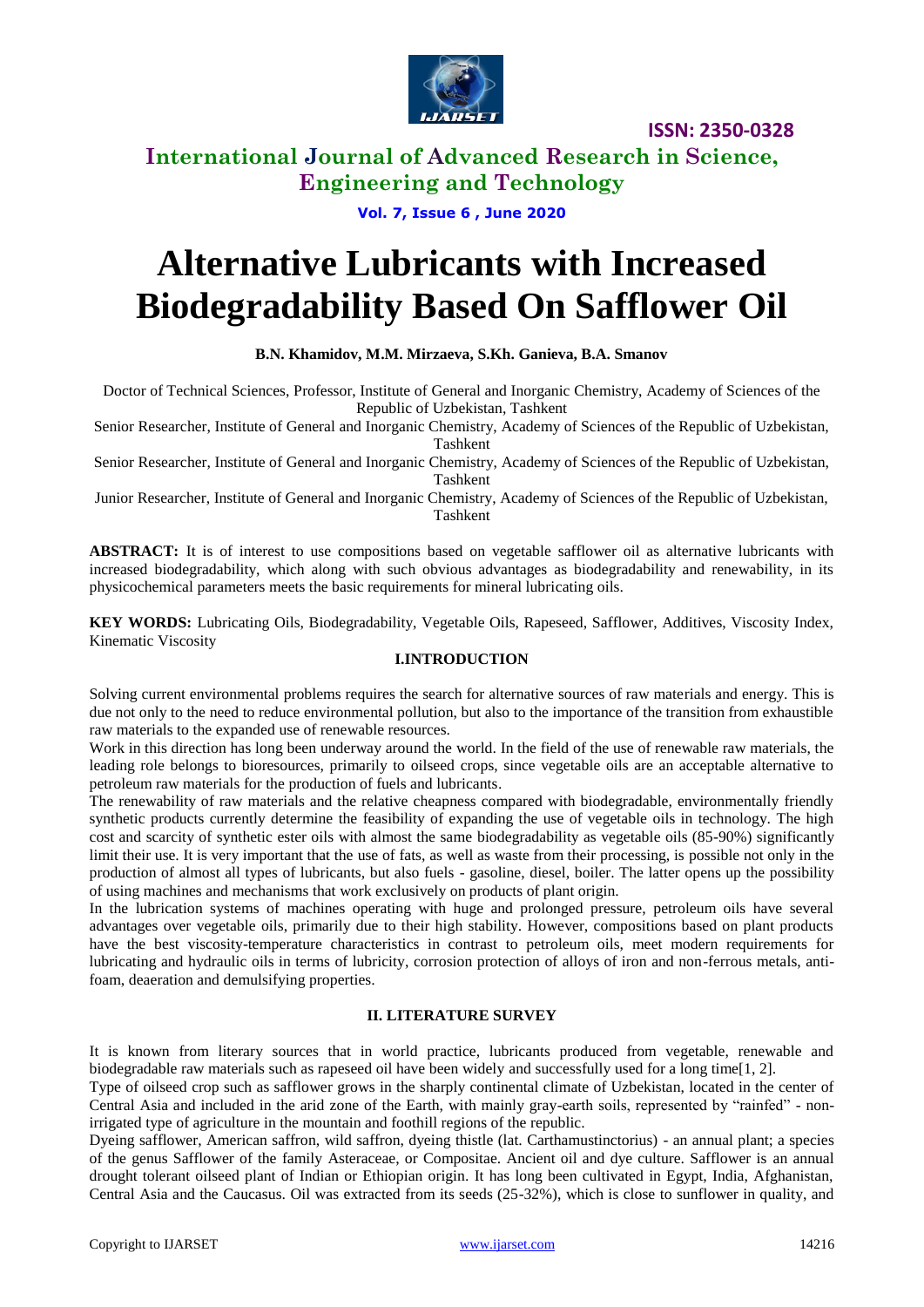# Alternative Lubricants with Increased Biodegradability Based On Safflower Oil

**B.N. Khamidov, M.M. Mirzaeva, S.Kh. Ganieva, B.A. Smanov**

Doctor of Technical Sciences, Professor, Institute of General and Inorganic Chemistry, Academy of Sciences of the Republic of Uzbekistan, Tashkent

Senior Researcher, Institute of General and Inorganic Chemistry, Academy of Sciences of the Republic of Uzbekistan, Tashkent

Senior Researcher, Institute of General and Inorganic Chemistry, Academy of Sciences of the Republic of Uzbekistan, Tashkent

Junior Researcher, Institute of General and Inorganic Chemistry, Academy of Sciences of the Republic of Uzbekistan, Tashkent

**ABSTRACT:** It is of interest to use compositions based on vegetable safflower oil as alternative lubricants with increased biodegradability, which along with such obvious advantages as biodegradability and renewability, in its physicochemical parameters meets the basic requirements for mineral lubricating oils.

**KEY WORDS:** Lubricating Oils, Biodegradability, Vegetable Oils, Rapeseed, Safflower, Additives, Viscosity Index, Kinematic Viscosity

## I.INTRODUCTION

Solving current environmental problems requires the search for alternative sources of raw materials and energy. This is due not only to the need to reduce environmental pollution, but also to the importance of the transition from exhaustible raw materials to the expanded use of renewable resources.

Work in this direction has long been underway around the world. In the field of the use of renewable raw materials, the leading role belongs to bioresources, primarily to oilseed crops, since vegetable oils are an acceptable alternative to petroleum raw materials for the production of fuels and lubricants.

The renewability of raw materials and the relative cheapness compared with biodegradable, environmentally friendly synthetic products currently determine the feasibility of expanding the use of vegetable oils in technology. The high cost and scarcity of synthetic ester oils with almost the same biodegradability as vegetable oils (85-90%) significantly limit their use. It is very important that the use of fats, as well as waste from their processing, is possible not only in the production of almost all types of lubricants, but also fuels - gasoline, diesel, boiler. The latter opens up the possibility of using machines and mechanisms that work exclusively on products of plant origin.

In the lubrication systems of machines operating with huge and prolonged pressure, petroleum oils have several advantages over vegetable oils, primarily due to their high stability. However, compositions based on plant products have the best viscosity-temperature characteristics in contrast to petroleum oils, meet modern requirements for lubricating and hydraulic oils in terms of lubricity, corrosion protection of alloys of iron and non-ferrous metals, anti-foam, deaeration and demulsifying properties.

## II. LITERATURE SURVEY

It is known from literary sources that in world practice, lubricants produced from vegetable, renewable and biodegradable raw materials such as rapeseed oil have been widely and successfully used for a long time[1, 2].

Type of oilseed crop such as safflower grows in the sharply continental climate of Uzbekistan, located in the center of Central Asia and included in the arid zone of the Earth, with mainly gray-earth soils, represented by "rainfed" - non-irrigated type of agriculture in the mountain and foothill regions of the republic.

Dyeing safflower, American saffron, wild saffron, dyeing thistle (lat. Carthamustinctorius) - an annual plant; a species of the genus Safflower of the family Asteraceae, or Compositae. Ancient oil and dye culture. Safflower is an annual drought tolerant oilseed plant of Indian or Ethiopian origin. It has long been cultivated in Egypt, India, Afghanistan, Central Asia and the Caucasus. Oil was extracted from its seeds (25-32%), which is close to sunflower in quality, and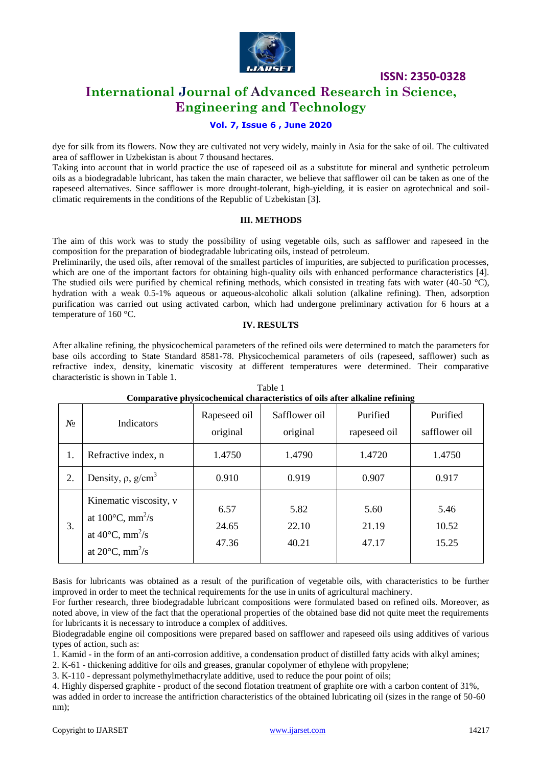dye for silk from its flowers. Now they are cultivated not very widely, mainly in Asia for the sake of oil. The cultivated area of safflower in Uzbekistan is about 7 thousand hectares.

Taking into account that in world practice the use of rapeseed oil as a substitute for mineral and synthetic petroleum oils as a biodegradable lubricant, has taken the main character, we believe that safflower oil can be taken as one of the rapeseed alternatives. Since safflower is more drought-tolerant, high-yielding, it is easier on agrotechnical and soil-climatic requirements in the conditions of the Republic of Uzbekistan [3].

## III. METHODS

The aim of this work was to study the possibility of using vegetable oils, such as safflower and rapeseed in the composition for the preparation of biodegradable lubricating oils, instead of petroleum.

Preliminarily, the used oils, after removal of the smallest particles of impurities, are subjected to purification processes, which are one of the important factors for obtaining high-quality oils with enhanced performance characteristics [4]. The studied oils were purified by chemical refining methods, which consisted in treating fats with water (40-50 °C), hydration with a weak 0.5-1% aqueous or aqueous-alcoholic alkali solution (alkaline refining). Then, adsorption purification was carried out using activated carbon, which had undergone preliminary activation for 6 hours at a temperature of 160 °C.

## IV. RESULTS

After alkaline refining, the physicochemical parameters of the refined oils were determined to match the parameters for base oils according to State Standard 8581-78. Physicochemical parameters of oils (rapeseed, safflower) such as refractive index, density, kinematic viscosity at different temperatures were determined. Their comparative characteristic is shown in Table 1.

Table 1

**Comparative physicochemical characteristics of oils after alkaline refining**

| № | Indicators | Rapeseed oil original | Safflower oil original | Purified rapeseed oil | Purified safflower oil |
|---|---|---|---|---|---|
| 1. | Refractive index, n | 1.4750 | 1.4790 | 1.4720 | 1.4750 |
| 2. | Density, ρ, g/cm$^3$ | 0.910 | 0.919 | 0.907 | 0.917 |
| 3. | Kinematic viscosity, ν<br>at 100°C, mm$^2$/s<br>at 40°C, mm$^2$/s<br>at 20°C, mm$^2$/s | <br>6.57<br>24.65<br>47.36 | <br>5.82<br>22.10<br>40.21 | <br>5.60<br>21.19<br>47.17 | <br>5.46<br>10.52<br>15.25 |

Basis for lubricants was obtained as a result of the purification of vegetable oils, with characteristics to be further improved in order to meet the technical requirements for the use in units of agricultural machinery.

For further research, three biodegradable lubricant compositions were formulated based on refined oils. Moreover, as noted above, in view of the fact that the operational properties of the obtained base did not quite meet the requirements for lubricants it is necessary to introduce a complex of additives.

Biodegradable engine oil compositions were prepared based on safflower and rapeseed oils using additives of various types of action, such as:

1. Kamid - in the form of an anti-corrosion additive, a condensation product of distilled fatty acids with alkyl amines;
2. K-61 - thickening additive for oils and greases, granular copolymer of ethylene with propylene;
3. K-110 - depressant polymethylmethacrylate additive, used to reduce the pour point of oils;
4. Highly dispersed graphite - product of the second flotation treatment of graphite ore with a carbon content of 31%, was added in order to increase the antifriction characteristics of the obtained lubricating oil (sizes in the range of 50-60 nm);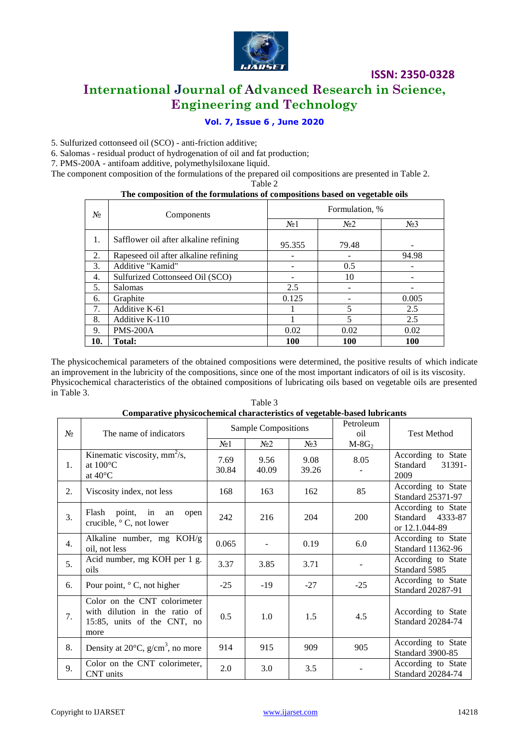5. Sulfurized cottonseed oil (SCO) - anti-friction additive;
6. Salomas - residual product of hydrogenation of oil and fat production;
7. PMS-200A - antifoam additive, polymethylsiloxane liquid.

The component composition of the formulations of the prepared oil compositions are presented in Table 2.

Table 2
**The composition of the formulations of compositions based on vegetable oils**

| № | Components | Formulation, % | | |
|---|---|---|---|---|
| | | №1 | №2 | №3 |
| 1. | Safflower oil after alkaline refining | 95.355 | 79.48 | - |
| 2. | Rapeseed oil after alkaline refining | - | - | 94.98 |
| 3. | Additive "Kamid" | - | 0.5 | - |
| 4. | Sulfurized Cottonseed Oil (SCO) | - | 10 | - |
| 5. | Salomas | 2.5 | - | - |
| 6. | Graphite | 0.125 | - | 0.005 |
| 7. | Additive K-61 | 1 | 5 | 2.5 |
| 8. | Additive K-110 | 1 | 5 | 2.5 |
| 9. | PMS-200A | 0.02 | 0.02 | 0.02 |
| **10.** | **Total:** | **100** | **100** | **100** |

The physicochemical parameters of the obtained compositions were determined, the positive results of which indicate an improvement in the lubricity of the compositions, since one of the most important indicators of oil is its viscosity. Physicochemical characteristics of the obtained compositions of lubricating oils based on vegetable oils are presented in Table 3.

Table 3
**Comparative physicochemical characteristics of vegetable-based lubricants**

| № | The name of indicators | Sample Compositions | | | Petroleum oil | Test Method |
|---|---|---|---|---|---|---|
| | | №1 | №2 | №3 | $M\text{-}8G_2$ | |
| 1. | Kinematic viscosity, $mm^2/s$, at 100°C at 40°C | 7.69 30.84 | 9.56 40.09 | 9.08 39.26 | 8.05 - | According to State Standard 31391-2009 |
| 2. | Viscosity index, not less | 168 | 163 | 162 | 85 | According to State Standard 25371-97 |
| 3. | Flash point, in an open crucible, ° C, not lower | 242 | 216 | 204 | 200 | According to State Standard 4333-87 or 12.1.044-89 |
| 4. | Alkaline number, mg KOH/g oil, not less | 0.065 | - | 0.19 | 6.0 | According to State Standard 11362-96 |
| 5. | Acid number, mg KOH per 1 g. oils | 3.37 | 3.85 | 3.71 | - | According to State Standard 5985 |
| 6. | Pour point, ° C, not higher | -25 | -19 | -27 | -25 | According to State Standard 20287-91 |
| 7. | Color on the CNT colorimeter with dilution in the ratio of 15:85, units of the CNT, no more | 0.5 | 1.0 | 1.5 | 4.5 | According to State Standard 20284-74 |
| 8. | Density at 20°C, $g/cm^3$, no more | 914 | 915 | 909 | 905 | According to State Standard 3900-85 |
| 9. | Color on the CNT colorimeter, CNT units | 2.0 | 3.0 | 3.5 | - | According to State Standard 20284-74 |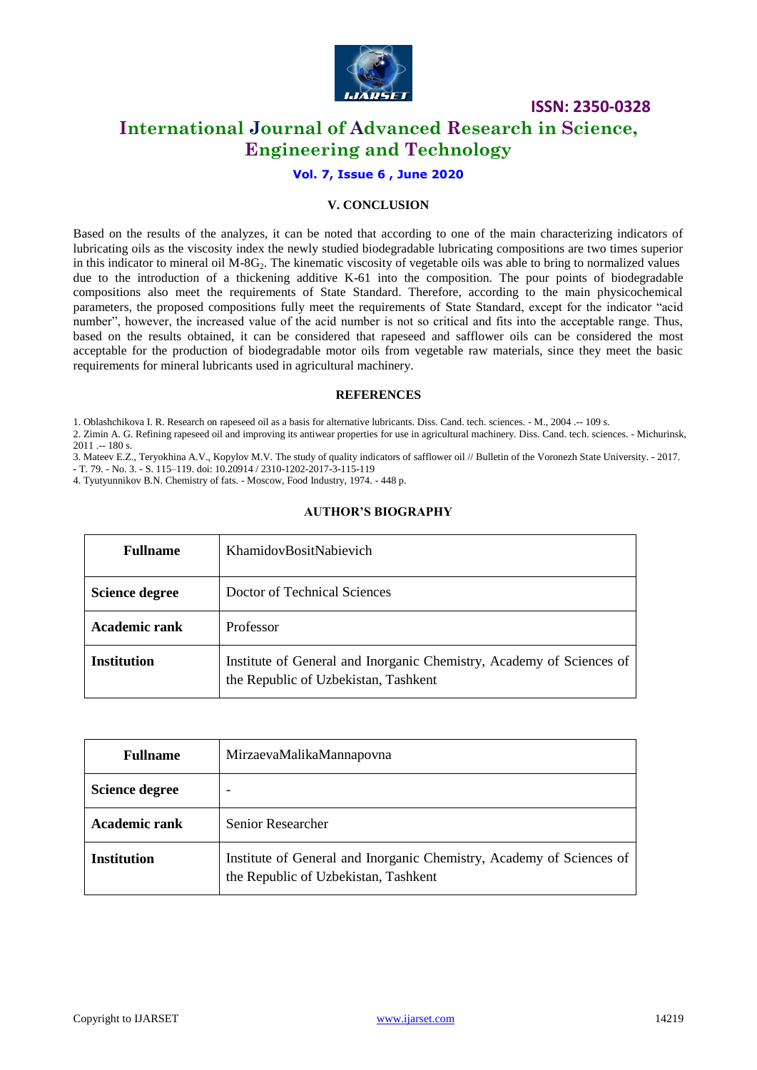## V. CONCLUSION

Based on the results of the analyzes, it can be noted that according to one of the main characterizing indicators of lubricating oils as the viscosity index the newly studied biodegradable lubricating compositions are two times superior in this indicator to mineral oil M-8$G_2$. The kinematic viscosity of vegetable oils was able to bring to normalized values due to the introduction of a thickening additive K-61 into the composition. The pour points of biodegradable compositions also meet the requirements of State Standard. Therefore, according to the main physicochemical parameters, the proposed compositions fully meet the requirements of State Standard, except for the indicator "acid number", however, the increased value of the acid number is not so critical and fits into the acceptable range. Thus, based on the results obtained, it can be considered that rapeseed and safflower oils can be considered the most acceptable for the production of biodegradable motor oils from vegetable raw materials, since they meet the basic requirements for mineral lubricants used in agricultural machinery.

## REFERENCES

1. Oblashchikova I. R. Research on rapeseed oil as a basis for alternative lubricants. Diss. Cand. tech. sciences. - M., 2004 .-- 109 s.
2. Zimin A. G. Refining rapeseed oil and improving its antiwear properties for use in agricultural machinery. Diss. Cand. tech. sciences. - Michurinsk, 2011 .-- 180 s.
3. Mateev E.Z., Teryokhina A.V., Kopylov M.V. The study of quality indicators of safflower oil // Bulletin of the Voronezh State University. - 2017. - T. 79. - No. 3. - S. 115–119. doi: 10.20914 / 2310-1202-2017-3-115-119
4. Tyutyunnikov B.N. Chemistry of fats. - Moscow, Food Industry, 1974. - 448 p.

## AUTHOR'S BIOGRAPHY

| **Fullname** | KhamidovBositNabievich |
|---|---|
| **Science degree** | Doctor of Technical Sciences |
| **Academic rank** | Professor |
| **Institution** | Institute of General and Inorganic Chemistry, Academy of Sciences of the Republic of Uzbekistan, Tashkent |

| **Fullname** | MirzaevaMalikaMannapovna |
|---|---|
| **Science degree** | - |
| **Academic rank** | Senior Researcher |
| **Institution** | Institute of General and Inorganic Chemistry, Academy of Sciences of the Republic of Uzbekistan, Tashkent |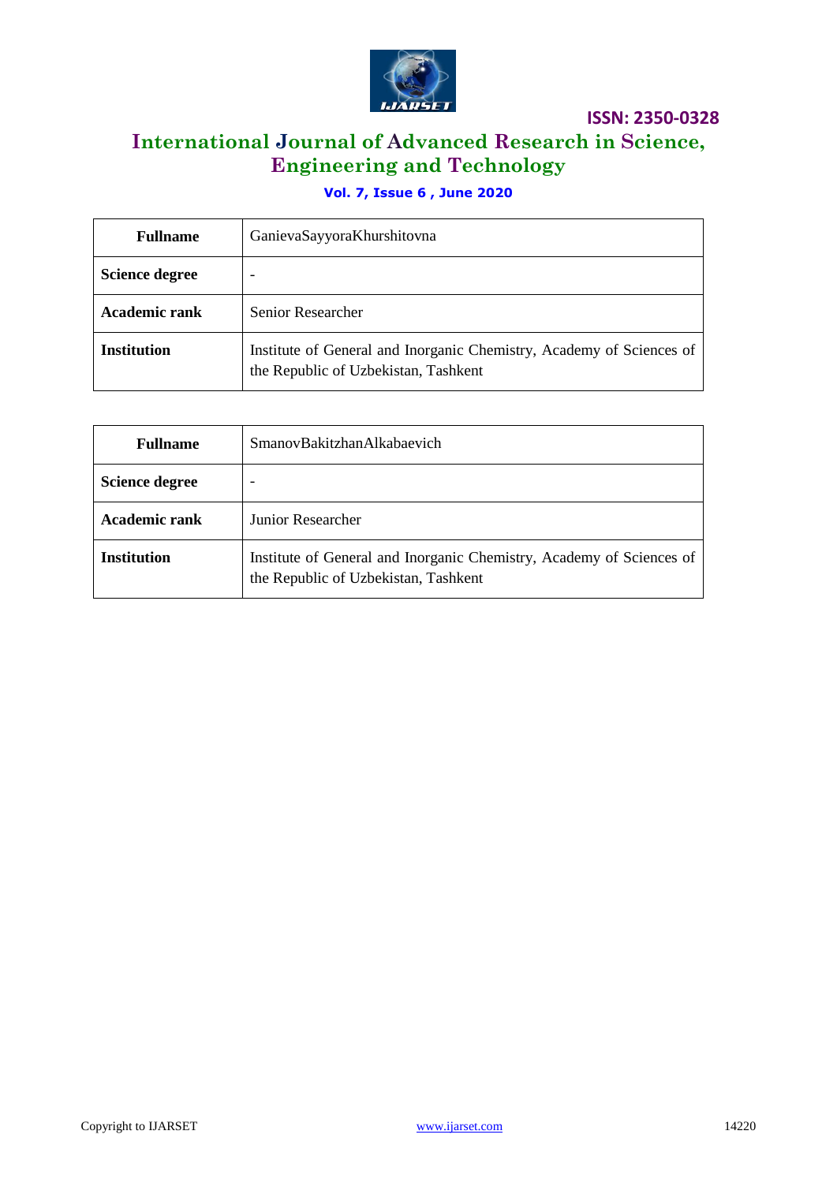| | |
|---|---|
| **Fullname** | GanievaSayyoraKhurshitovna |
| **Science degree** | - |
| **Academic rank** | Senior Researcher |
| **Institution** | Institute of General and Inorganic Chemistry, Academy of Sciences of the Republic of Uzbekistan, Tashkent |

| | |
|---|---|
| **Fullname** | SmanovBakitzhanAlkabaevich |
| **Science degree** | - |
| **Academic rank** | Junior Researcher |
| **Institution** | Institute of General and Inorganic Chemistry, Academy of Sciences of the Republic of Uzbekistan, Tashkent |